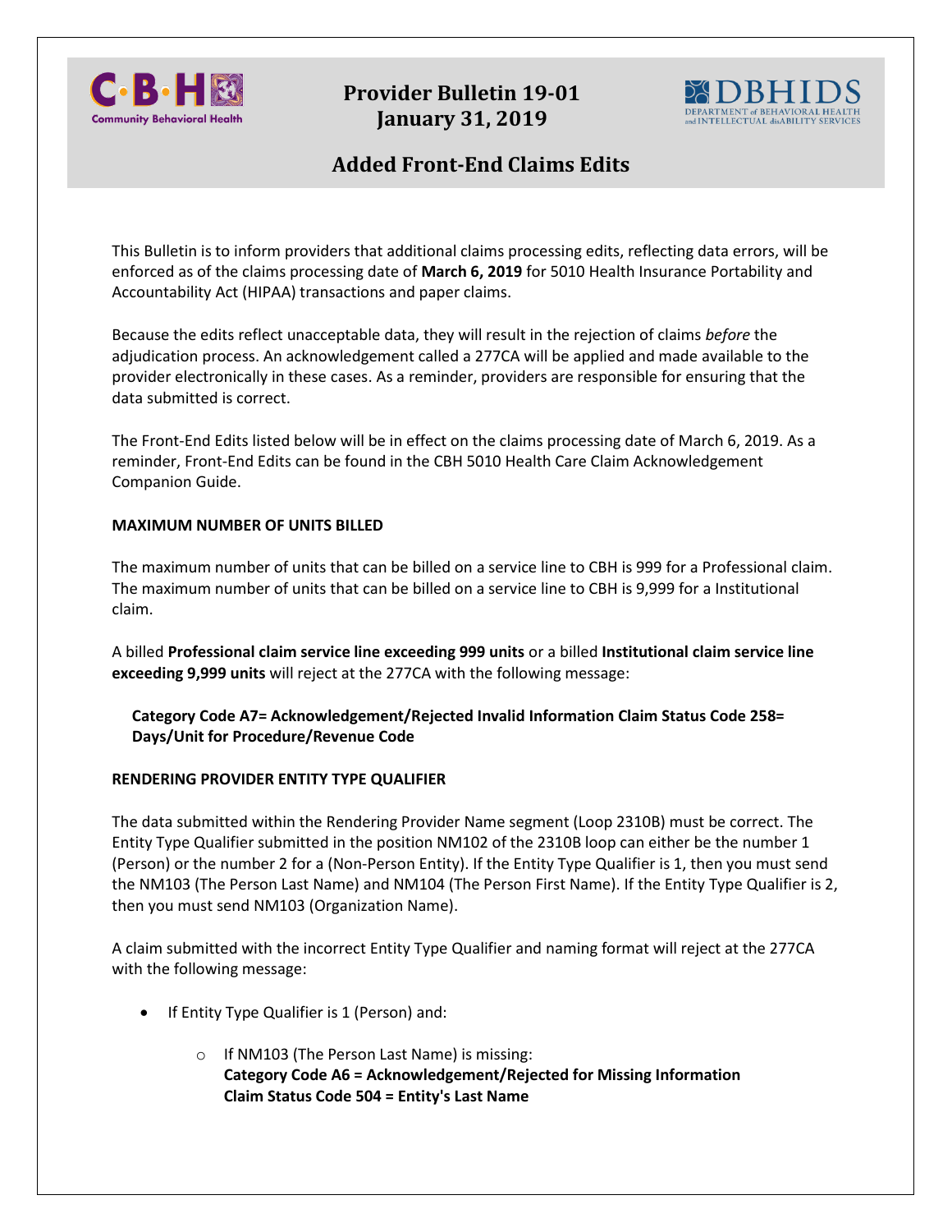# Provider Bulletin 19-01
## January 31, 2019

## Added Front-End Claims Edits

This Bulletin is to inform providers that additional claims processing edits, reflecting data errors, will be enforced as of the claims processing date of **March 6, 2019** for 5010 Health Insurance Portability and Accountability Act (HIPAA) transactions and paper claims.

Because the edits reflect unacceptable data, they will result in the rejection of claims *before* the adjudication process. An acknowledgement called a 277CA will be applied and made available to the provider electronically in these cases. As a reminder, providers are responsible for ensuring that the data submitted is correct.

The Front-End Edits listed below will be in effect on the claims processing date of March 6, 2019. As a reminder, Front-End Edits can be found in the CBH 5010 Health Care Claim Acknowledgement Companion Guide.

**MAXIMUM NUMBER OF UNITS BILLED**

The maximum number of units that can be billed on a service line to CBH is 999 for a Professional claim. The maximum number of units that can be billed on a service line to CBH is 9,999 for a Institutional claim.

A billed **Professional claim service line exceeding 999 units** or a billed **Institutional claim service line exceeding 9,999 units** will reject at the 277CA with the following message:

> **Category Code A7= Acknowledgement/Rejected Invalid Information Claim Status Code 258= Days/Unit for Procedure/Revenue Code**

**RENDERING PROVIDER ENTITY TYPE QUALIFIER**

The data submitted within the Rendering Provider Name segment (Loop 2310B) must be correct. The Entity Type Qualifier submitted in the position NM102 of the 2310B loop can either be the number 1 (Person) or the number 2 for a (Non-Person Entity). If the Entity Type Qualifier is 1, then you must send the NM103 (The Person Last Name) and NM104 (The Person First Name). If the Entity Type Qualifier is 2, then you must send NM103 (Organization Name).

A claim submitted with the incorrect Entity Type Qualifier and naming format will reject at the 277CA with the following message:

- If Entity Type Qualifier is 1 (Person) and:
  - If NM103 (The Person Last Name) is missing:
    **Category Code A6 = Acknowledgement/Rejected for Missing Information**
    **Claim Status Code 504 = Entity's Last Name**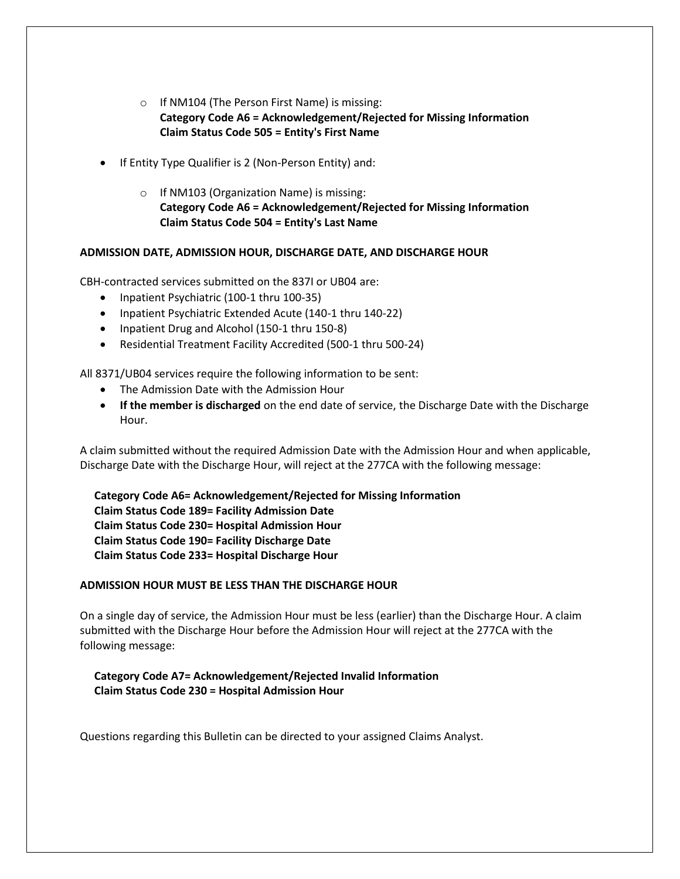- If NM104 (The Person First Name) is missing:
  **Category Code A6 = Acknowledgement/Rejected for Missing Information**
  **Claim Status Code 505 = Entity's First Name**

- If Entity Type Qualifier is 2 (Non-Person Entity) and:
  - If NM103 (Organization Name) is missing:
    **Category Code A6 = Acknowledgement/Rejected for Missing Information**
    **Claim Status Code 504 = Entity's Last Name**

**ADMISSION DATE, ADMISSION HOUR, DISCHARGE DATE, AND DISCHARGE HOUR**

CBH-contracted services submitted on the 837I or UB04 are:

- Inpatient Psychiatric (100-1 thru 100-35)
- Inpatient Psychiatric Extended Acute (140-1 thru 140-22)
- Inpatient Drug and Alcohol (150-1 thru 150-8)
- Residential Treatment Facility Accredited (500-1 thru 500-24)

All 8371/UB04 services require the following information to be sent:

- The Admission Date with the Admission Hour
- **If the member is discharged** on the end date of service, the Discharge Date with the Discharge Hour.

A claim submitted without the required Admission Date with the Admission Hour and when applicable, Discharge Date with the Discharge Hour, will reject at the 277CA with the following message:

**Category Code A6= Acknowledgement/Rejected for Missing Information**
**Claim Status Code 189= Facility Admission Date**
**Claim Status Code 230= Hospital Admission Hour**
**Claim Status Code 190= Facility Discharge Date**
**Claim Status Code 233= Hospital Discharge Hour**

**ADMISSION HOUR MUST BE LESS THAN THE DISCHARGE HOUR**

On a single day of service, the Admission Hour must be less (earlier) than the Discharge Hour. A claim submitted with the Discharge Hour before the Admission Hour will reject at the 277CA with the following message:

**Category Code A7= Acknowledgement/Rejected Invalid Information**
**Claim Status Code 230 = Hospital Admission Hour**

Questions regarding this Bulletin can be directed to your assigned Claims Analyst.